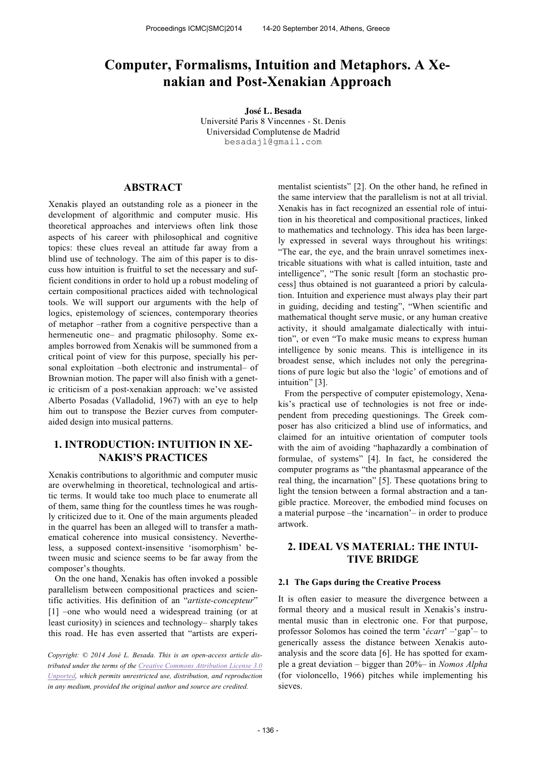# Computer, Formalisms, Intuition and Metaphors. A Xenakian and Post-Xenakian Approach

**José L. Besada**
Université Paris 8 Vincennes - St. Denis
Universidad Complutense de Madrid
besadajl@gmail.com

## ABSTRACT

Xenakis played an outstanding role as a pioneer in the development of algorithmic and computer music. His theoretical approaches and interviews often link those aspects of his career with philosophical and cognitive topics: these clues reveal an attitude far away from a blind use of technology. The aim of this paper is to discuss how intuition is fruitful to set the necessary and sufficient conditions in order to hold up a robust modeling of certain compositional practices aided with technological tools. We will support our arguments with the help of logics, epistemology of sciences, contemporary theories of metaphor –rather from a cognitive perspective than a hermeneutic one– and pragmatic philosophy. Some examples borrowed from Xenakis will be summoned from a critical point of view for this purpose, specially his personal exploitation –both electronic and instrumental– of Brownian motion. The paper will also finish with a genetic criticism of a post-xenakian approach: we've assisted Alberto Posadas (Valladolid, 1967) with an eye to help him out to transpose the Bezier curves from computer-aided design into musical patterns.

## 1. INTRODUCTION: INTUITION IN XENAKIS'S PRACTICES

Xenakis contributions to algorithmic and computer music are overwhelming in theoretical, technological and artistic terms. It would take too much place to enumerate all of them, same thing for the countless times he was roughly criticized due to it. One of the main arguments pleaded in the quarrel has been an alleged will to transfer a mathematical coherence into musical consistency. Nevertheless, a supposed context-insensitive 'isomorphism' between music and science seems to be far away from the composer's thoughts.

On the one hand, Xenakis has often invoked a possible parallelism between compositional practices and scientific activities. His definition of an "*artiste-concepteur*" [1] –one who would need a widespread training (or at least curiosity) in sciences and technology– sharply takes this road. He has even asserted that "artists are experimentalist scientists" [2]. On the other hand, he refined in the same interview that the parallelism is not at all trivial. Xenakis has in fact recognized an essential role of intuition in his theoretical and compositional practices, linked to mathematics and technology. This idea has been largely expressed in several ways throughout his writings: "The ear, the eye, and the brain unravel sometimes inextricable situations with what is called intuition, taste and intelligence", "The sonic result [form an stochastic process] thus obtained is not guaranteed a priori by calculation. Intuition and experience must always play their part in guiding, deciding and testing", "When scientific and mathematical thought serve music, or any human creative activity, it should amalgamate dialectically with intuition", or even "To make music means to express human intelligence by sonic means. This is intelligence in its broadest sense, which includes not only the peregrinations of pure logic but also the 'logic' of emotions and of intuition" [3].

From the perspective of computer epistemology, Xenakis's practical use of technologies is not free or independent from preceding questionings. The Greek composer has also criticized a blind use of informatics, and claimed for an intuitive orientation of computer tools with the aim of avoiding "haphazardly a combination of formulae, of systems" [4]. In fact, he considered the computer programs as "the phantasmal appearance of the real thing, the incarnation" [5]. These quotations bring to light the tension between a formal abstraction and a tangible practice. Moreover, the embodied mind focuses on a material purpose –the 'incarnation'– in order to produce artwork.

## 2. IDEAL VS MATERIAL: THE INTUITIVE BRIDGE

### 2.1 The Gaps during the Creative Process

It is often easier to measure the divergence between a formal theory and a musical result in Xenakis's instrumental music than in electronic one. For that purpose, professor Solomos has coined the term '*écart*' –'gap'– to generically assess the distance between Xenakis auto-analysis and the score data [6]. He has spotted for example a great deviation – bigger than 20%– in *Nomos Alpha* (for violoncello, 1966) pitches while implementing his sieves.

*Copyright: © 2014 José L. Besada. This is an open-access article distributed under the terms of the Creative Commons Attribution License 3.0 Unported, which permits unrestricted use, distribution, and reproduction in any medium, provided the original author and source are credited.*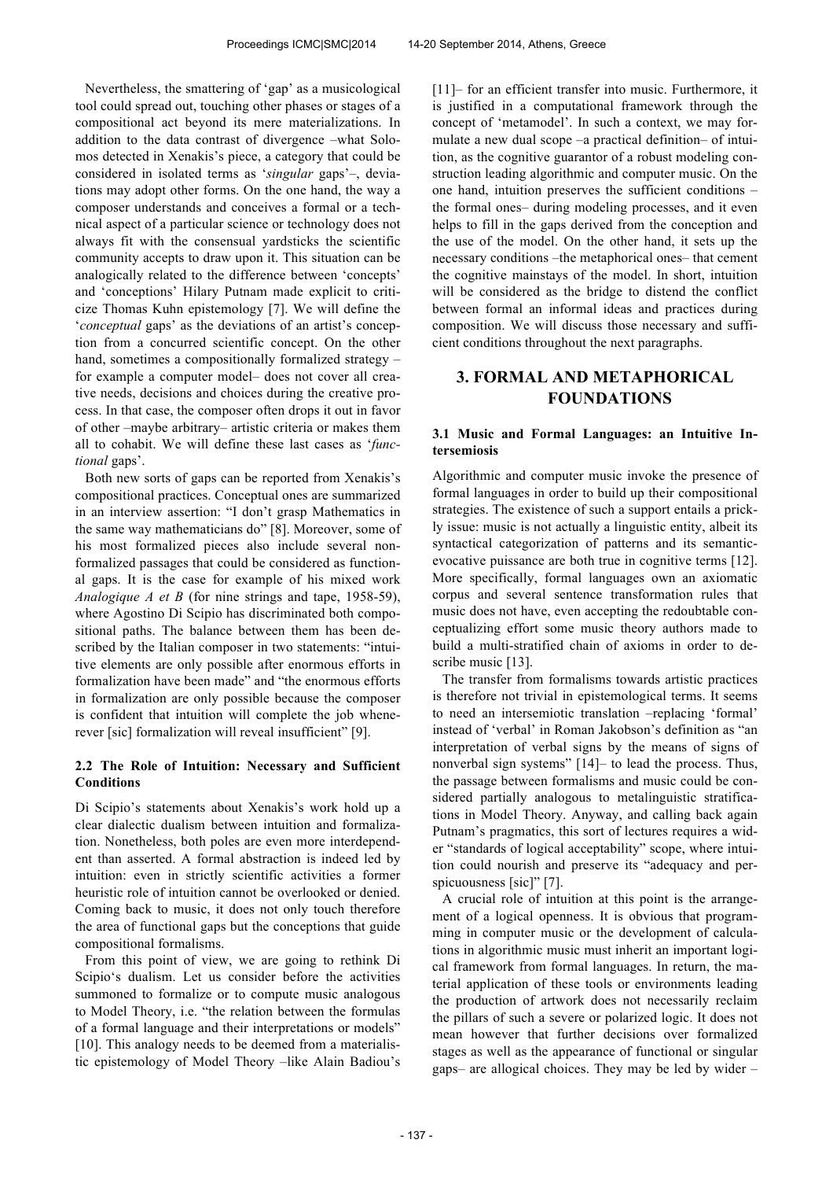Nevertheless, the smattering of 'gap' as a musicological tool could spread out, touching other phases or stages of a compositional act beyond its mere materializations. In addition to the data contrast of divergence –what Solomos detected in Xenakis's piece, a category that could be considered in isolated terms as '*singular* gaps'–, deviations may adopt other forms. On the one hand, the way a composer understands and conceives a formal or a technical aspect of a particular science or technology does not always fit with the consensual yardsticks the scientific community accepts to draw upon it. This situation can be analogically related to the difference between 'concepts' and 'conceptions' Hilary Putnam made explicit to criticize Thomas Kuhn epistemology [7]. We will define the '*conceptual* gaps' as the deviations of an artist's conception from a concurred scientific concept. On the other hand, sometimes a compositionally formalized strategy –for example a computer model– does not cover all creative needs, decisions and choices during the creative process. In that case, the composer often drops it out in favor of other –maybe arbitrary– artistic criteria or makes them all to cohabit. We will define these last cases as '*functional* gaps'.

Both new sorts of gaps can be reported from Xenakis's compositional practices. Conceptual ones are summarized in an interview assertion: "I don't grasp Mathematics in the same way mathematicians do" [8]. Moreover, some of his most formalized pieces also include several non-formalized passages that could be considered as functional gaps. It is the case for example of his mixed work *Analogique A et B* (for nine strings and tape, 1958-59), where Agostino Di Scipio has discriminated both compositional paths. The balance between them has been described by the Italian composer in two statements: "intuitive elements are only possible after enormous efforts in formalization have been made" and "the enormous efforts in formalization are only possible because the composer is confident that intuition will complete the job whenerever [sic] formalization will reveal insufficient" [9].

### 2.2 The Role of Intuition: Necessary and Sufficient Conditions

Di Scipio's statements about Xenakis's work hold up a clear dialectic dualism between intuition and formalization. Nonetheless, both poles are even more interdependent than asserted. A formal abstraction is indeed led by intuition: even in strictly scientific activities a former heuristic role of intuition cannot be overlooked or denied. Coming back to music, it does not only touch therefore the area of functional gaps but the conceptions that guide compositional formalisms.

From this point of view, we are going to rethink Di Scipio's dualism. Let us consider before the activities summoned to formalize or to compute music analogous to Model Theory, i.e. "the relation between the formulas of a formal language and their interpretations or models" [10]. This analogy needs to be deemed from a materialistic epistemology of Model Theory –like Alain Badiou's [11]– for an efficient transfer into music. Furthermore, it is justified in a computational framework through the concept of 'metamodel'. In such a context, we may formulate a new dual scope –a practical definition– of intuition, as the cognitive guarantor of a robust modeling construction leading algorithmic and computer music. On the one hand, intuition preserves the sufficient conditions –the formal ones– during modeling processes, and it even helps to fill in the gaps derived from the conception and the use of the model. On the other hand, it sets up the necessary conditions –the metaphorical ones– that cement the cognitive mainstays of the model. In short, intuition will be considered as the bridge to distend the conflict between formal an informal ideas and practices during composition. We will discuss those necessary and sufficient conditions throughout the next paragraphs.

## 3. FORMAL AND METAPHORICAL FOUNDATIONS

### 3.1 Music and Formal Languages: an Intuitive Intersemiosis

Algorithmic and computer music invoke the presence of formal languages in order to build up their compositional strategies. The existence of such a support entails a prickly issue: music is not actually a linguistic entity, albeit its syntactical categorization of patterns and its semantic-evocative puissance are both true in cognitive terms [12]. More specifically, formal languages own an axiomatic corpus and several sentence transformation rules that music does not have, even accepting the redoubtable conceptualizing effort some music theory authors made to build a multi-stratified chain of axioms in order to describe music [13].

The transfer from formalisms towards artistic practices is therefore not trivial in epistemological terms. It seems to need an intersemiotic translation –replacing 'formal' instead of 'verbal' in Roman Jakobson's definition as "an interpretation of verbal signs by the means of signs of nonverbal sign systems" [14]– to lead the process. Thus, the passage between formalisms and music could be considered partially analogous to metalinguistic stratifications in Model Theory. Anyway, and calling back again Putnam's pragmatics, this sort of lectures requires a wider "standards of logical acceptability" scope, where intuition could nourish and preserve its "adequacy and perspicuousness [sic]" [7].

A crucial role of intuition at this point is the arrangement of a logical openness. It is obvious that programming in computer music or the development of calculations in algorithmic music must inherit an important logical framework from formal languages. In return, the material application of these tools or environments leading the production of artwork does not necessarily reclaim the pillars of such a severe or polarized logic. It does not mean however that further decisions over formalized stages as well as the appearance of functional or singular gaps– are allogical choices. They may be led by wider –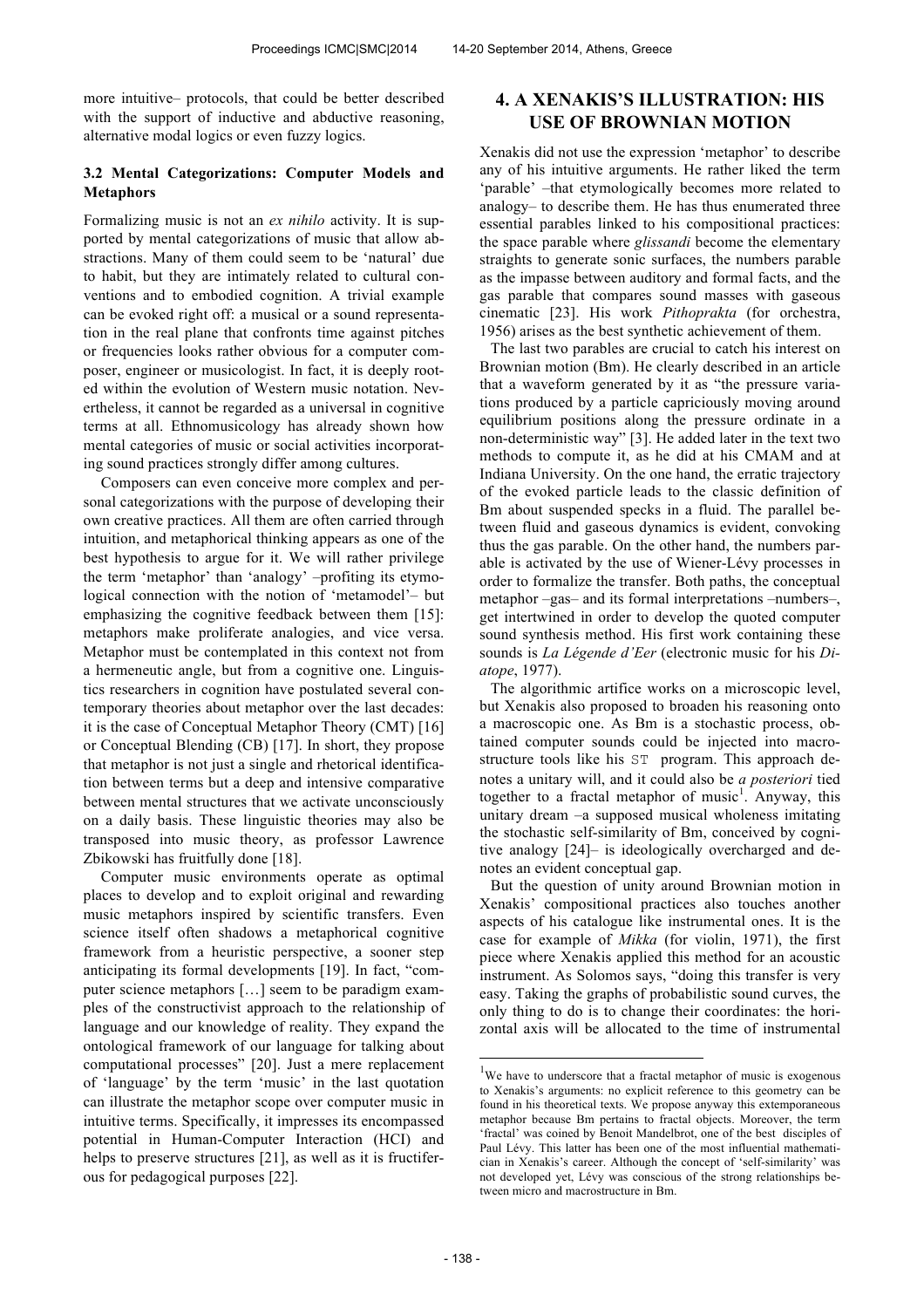more intuitive– protocols, that could be better described with the support of inductive and abductive reasoning, alternative modal logics or even fuzzy logics.

### 3.2 Mental Categorizations: Computer Models and Metaphors

Formalizing music is not an *ex nihilo* activity. It is supported by mental categorizations of music that allow abstractions. Many of them could seem to be 'natural' due to habit, but they are intimately related to cultural conventions and to embodied cognition. A trivial example can be evoked right off: a musical or a sound representation in the real plane that confronts time against pitches or frequencies looks rather obvious for a computer composer, engineer or musicologist. In fact, it is deeply rooted within the evolution of Western music notation. Nevertheless, it cannot be regarded as a universal in cognitive terms at all. Ethnomusicology has already shown how mental categories of music or social activities incorporating sound practices strongly differ among cultures.

Composers can even conceive more complex and personal categorizations with the purpose of developing their own creative practices. All them are often carried through intuition, and metaphorical thinking appears as one of the best hypothesis to argue for it. We will rather privilege the term 'metaphor' than 'analogy' –profiting its etymological connection with the notion of 'metamodel'– but emphasizing the cognitive feedback between them [15]: metaphors make proliferate analogies, and vice versa. Metaphor must be contemplated in this context not from a hermeneutic angle, but from a cognitive one. Linguistics researchers in cognition have postulated several contemporary theories about metaphor over the last decades: it is the case of Conceptual Metaphor Theory (CMT) [16] or Conceptual Blending (CB) [17]. In short, they propose that metaphor is not just a single and rhetorical identification between terms but a deep and intensive comparative between mental structures that we activate unconsciously on a daily basis. These linguistic theories may also be transposed into music theory, as professor Lawrence Zbikowski has fruitfully done [18].

Computer music environments operate as optimal places to develop and to exploit original and rewarding music metaphors inspired by scientific transfers. Even science itself often shadows a metaphorical cognitive framework from a heuristic perspective, a sooner step anticipating its formal developments [19]. In fact, "computer science metaphors […] seem to be paradigm examples of the constructivist approach to the relationship of language and our knowledge of reality. They expand the ontological framework of our language for talking about computational processes" [20]. Just a mere replacement of 'language' by the term 'music' in the last quotation can illustrate the metaphor scope over computer music in intuitive terms. Specifically, it impresses its encompassed potential in Human-Computer Interaction (HCI) and helps to preserve structures [21], as well as it is fructiferous for pedagogical purposes [22].

## 4. A XENAKIS'S ILLUSTRATION: HIS USE OF BROWNIAN MOTION

Xenakis did not use the expression 'metaphor' to describe any of his intuitive arguments. He rather liked the term 'parable' –that etymologically becomes more related to analogy– to describe them. He has thus enumerated three essential parables linked to his compositional practices: the space parable where *glissandi* become the elementary straights to generate sonic surfaces, the numbers parable as the impasse between auditory and formal facts, and the gas parable that compares sound masses with gaseous cinematic [23]. His work *Pithoprakta* (for orchestra, 1956) arises as the best synthetic achievement of them.

The last two parables are crucial to catch his interest on Brownian motion (Bm). He clearly described in an article that a waveform generated by it as "the pressure variations produced by a particle capriciously moving around equilibrium positions along the pressure ordinate in a non-deterministic way" [3]. He added later in the text two methods to compute it, as he did at his CMAM and at Indiana University. On the one hand, the erratic trajectory of the evoked particle leads to the classic definition of Bm about suspended specks in a fluid. The parallel between fluid and gaseous dynamics is evident, convoking thus the gas parable. On the other hand, the numbers parable is activated by the use of Wiener-Lévy processes in order to formalize the transfer. Both paths, the conceptual metaphor –gas– and its formal interpretations –numbers–, get intertwined in order to develop the quoted computer sound synthesis method. His first work containing these sounds is *La Légende d'Eer* (electronic music for his *Diatope*, 1977).

The algorithmic artifice works on a microscopic level, but Xenakis also proposed to broaden his reasoning onto a macroscopic one. As Bm is a stochastic process, obtained computer sounds could be injected into macrostructure tools like his `ST` program. This approach denotes a unitary will, and it could also be *a posteriori* tied together to a fractal metaphor of music[1]. Anyway, this unitary dream –a supposed musical wholeness imitating the stochastic self-similarity of Bm, conceived by cognitive analogy [24]– is ideologically overcharged and denotes an evident conceptual gap.

But the question of unity around Brownian motion in Xenakis' compositional practices also touches another aspects of his catalogue like instrumental ones. It is the case for example of *Mikka* (for violin, 1971), the first piece where Xenakis applied this method for an acoustic instrument. As Solomos says, "doing this transfer is very easy. Taking the graphs of probabilistic sound curves, the only thing to do is to change their coordinates: the horizontal axis will be allocated to the time of instrumental

[1] We have to underscore that a fractal metaphor of music is exogenous to Xenakis's arguments: no explicit reference to this geometry can be found in his theoretical texts. We propose anyway this extemporaneous metaphor because Bm pertains to fractal objects. Moreover, the term 'fractal' was coined by Benoit Mandelbrot, one of the best disciples of Paul Lévy. This latter has been one of the most influential mathematician in Xenakis's career. Although the concept of 'self-similarity' was not developed yet, Lévy was conscious of the strong relationships between micro and macrostructure in Bm.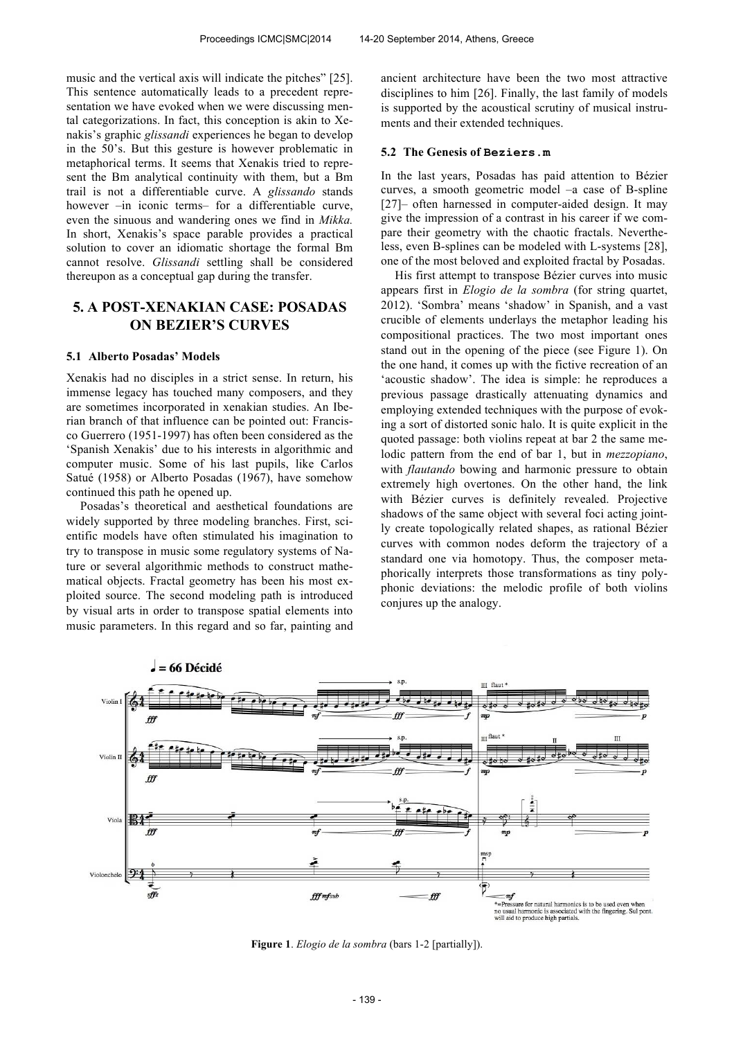music and the vertical axis will indicate the pitches" [25]. This sentence automatically leads to a precedent representation we have evoked when we were discussing mental categorizations. In fact, this conception is akin to Xenakis's graphic *glissandi* experiences he began to develop in the 50's. But this gesture is however problematic in metaphorical terms. It seems that Xenakis tried to represent the Bm analytical continuity with them, but a Bm trail is not a differentiable curve. A *glissando* stands however –in iconic terms– for a differentiable curve, even the sinuous and wandering ones we find in *Mikka.* In short, Xenakis's space parable provides a practical solution to cover an idiomatic shortage the formal Bm cannot resolve. *Glissandi* settling shall be considered thereupon as a conceptual gap during the transfer.

## 5. A POST-XENAKIAN CASE: POSADAS ON BEZIER'S CURVES

### 5.1 Alberto Posadas' Models

Xenakis had no disciples in a strict sense. In return, his immense legacy has touched many composers, and they are sometimes incorporated in xenakian studies. An Iberian branch of that influence can be pointed out: Francisco Guerrero (1951-1997) has often been considered as the 'Spanish Xenakis' due to his interests in algorithmic and computer music. Some of his last pupils, like Carlos Satué (1958) or Alberto Posadas (1967), have somehow continued this path he opened up.

Posadas's theoretical and aesthetical foundations are widely supported by three modeling branches. First, scientific models have often stimulated his imagination to try to transpose in music some regulatory systems of Nature or several algorithmic methods to construct mathematical objects. Fractal geometry has been his most exploited source. The second modeling path is introduced by visual arts in order to transpose spatial elements into music parameters. In this regard and so far, painting and ancient architecture have been the two most attractive disciplines to him [26]. Finally, the last family of models is supported by the acoustical scrutiny of musical instruments and their extended techniques.

### 5.2 The Genesis of `Beziers.m`

In the last years, Posadas has paid attention to Bézier curves, a smooth geometric model –a case of B-spline [27]– often harnessed in computer-aided design. It may give the impression of a contrast in his career if we compare their geometry with the chaotic fractals. Nevertheless, even B-splines can be modeled with L-systems [28], one of the most beloved and exploited fractal by Posadas.

His first attempt to transpose Bézier curves into music appears first in *Elogio de la sombra* (for string quartet, 2012). 'Sombra' means 'shadow' in Spanish, and a vast crucible of elements underlays the metaphor leading his compositional practices. The two most important ones stand out in the opening of the piece (see Figure 1). On the one hand, it comes up with the fictive recreation of an 'acoustic shadow'. The idea is simple: he reproduces a previous passage drastically attenuating dynamics and employing extended techniques with the purpose of evoking a sort of distorted sonic halo. It is quite explicit in the quoted passage: both violins repeat at bar 2 the same melodic pattern from the end of bar 1, but in *mezzopiano*, with *flautando* bowing and harmonic pressure to obtain extremely high overtones. On the other hand, the link with Bézier curves is definitely revealed. Projective shadows of the same object with several foci acting jointly create topologically related shapes, as rational Bézier curves with common nodes deform the trajectory of a standard one via homotopy. Thus, the composer metaphorically interprets those transformations as tiny polyphonic deviations: the melodic profile of both violins conjures up the analogy.

**Figure 1**. *Elogio de la sombra* (bars 1-2 [partially]).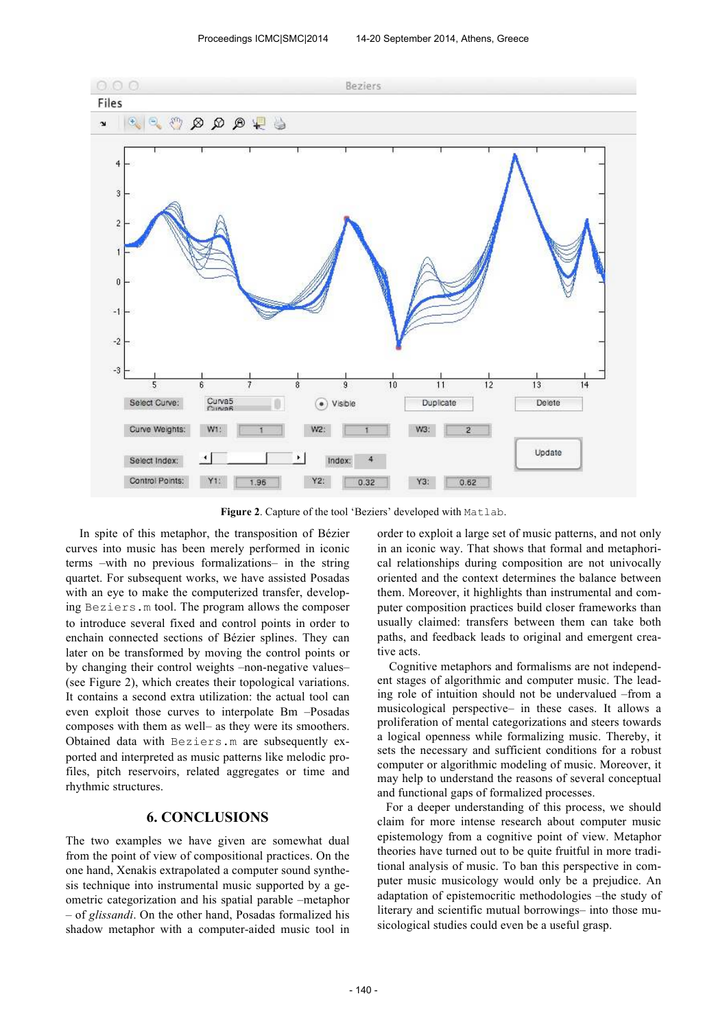**Figure 2**. Capture of the tool 'Beziers' developed with `Matlab`.

In spite of this metaphor, the transposition of Bézier curves into music has been merely performed in iconic terms –with no previous formalizations– in the string quartet. For subsequent works, we have assisted Posadas with an eye to make the computerized transfer, developing `Beziers.m` tool. The program allows the composer to introduce several fixed and control points in order to enchain connected sections of Bézier splines. They can later on be transformed by moving the control points or by changing their control weights –non-negative values– (see Figure 2), which creates their topological variations. It contains a second extra utilization: the actual tool can even exploit those curves to interpolate Bm –Posadas composes with them as well– as they were its smoothers. Obtained data with `Beziers.m` are subsequently exported and interpreted as music patterns like melodic profiles, pitch reservoirs, related aggregates or time and rhythmic structures.

## 6. CONCLUSIONS

The two examples we have given are somewhat dual from the point of view of compositional practices. On the one hand, Xenakis extrapolated a computer sound synthesis technique into instrumental music supported by a geometric categorization and his spatial parable –metaphor – of *glissandi*. On the other hand, Posadas formalized his shadow metaphor with a computer-aided music tool in order to exploit a large set of music patterns, and not only in an iconic way. That shows that formal and metaphorical relationships during composition are not univocally oriented and the context determines the balance between them. Moreover, it highlights than instrumental and computer composition practices build closer frameworks than usually claimed: transfers between them can take both paths, and feedback leads to original and emergent creative acts.

Cognitive metaphors and formalisms are not independent stages of algorithmic and computer music. The leading role of intuition should not be undervalued –from a musicological perspective– in these cases. It allows a proliferation of mental categorizations and steers towards a logical openness while formalizing music. Thereby, it sets the necessary and sufficient conditions for a robust computer or algorithmic modeling of music. Moreover, it may help to understand the reasons of several conceptual and functional gaps of formalized processes.

For a deeper understanding of this process, we should claim for more intense research about computer music epistemology from a cognitive point of view. Metaphor theories have turned out to be quite fruitful in more traditional analysis of music. To ban this perspective in computer music musicology would only be a prejudice. An adaptation of epistemocritic methodologies –the study of literary and scientific mutual borrowings– into those musicological studies could even be a useful grasp.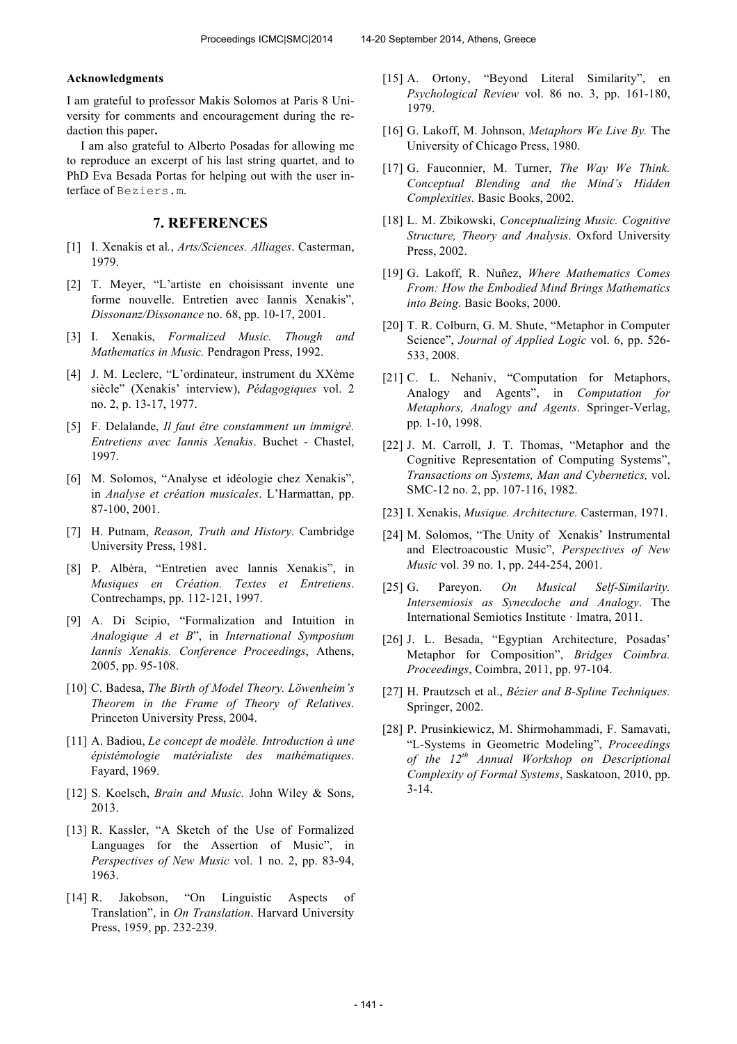**Acknowledgments**

I am grateful to professor Makis Solomos at Paris 8 University for comments and encouragement during the redaction this paper**.**

I am also grateful to Alberto Posadas for allowing me to reproduce an excerpt of his last string quartet, and to PhD Eva Besada Portas for helping out with the user interface of `Beziers.m`.

## 7. REFERENCES

[1] I. Xenakis et al., *Arts/Sciences. Alliages*. Casterman, 1979.

[2] T. Meyer, "L'artiste en choisissant invente une forme nouvelle. Entretien avec Iannis Xenakis", *Dissonanz/Dissonance* no. 68, pp. 10-17, 2001.

[3] I. Xenakis, *Formalized Music. Though and Mathematics in Music.* Pendragon Press, 1992.

[4] J. M. Leclerc, "L'ordinateur, instrument du XXème siècle" (Xenakis' interview), *Pédagogiques* vol. 2 no. 2, p. 13-17, 1977.

[5] F. Delalande, *Il faut être constamment un immigré. Entretiens avec Iannis Xenakis*. Buchet - Chastel, 1997.

[6] M. Solomos, "Analyse et idéologie chez Xenakis", in *Analyse et création musicales*. L'Harmattan, pp. 87-100, 2001.

[7] H. Putnam, *Reason, Truth and History*. Cambridge University Press, 1981.

[8] P. Albèra, "Entretien avec Iannis Xenakis", in *Musiques en Création. Textes et Entretiens*. Contrechamps, pp. 112-121, 1997.

[9] A. Di Scipio, "Formalization and Intuition in *Analogique A et B*", in *International Symposium Iannis Xenakis. Conference Proceedings*, Athens, 2005, pp. 95-108.

[10] C. Badesa, *The Birth of Model Theory. Löwenheim's Theorem in the Frame of Theory of Relatives*. Princeton University Press, 2004.

[11] A. Badiou, *Le concept de modèle. Introduction à une épistémologie matérialiste des mathématiques*. Fayard, 1969.

[12] S. Koelsch, *Brain and Music.* John Wiley & Sons, 2013.

[13] R. Kassler, "A Sketch of the Use of Formalized Languages for the Assertion of Music", in *Perspectives of New Music* vol. 1 no. 2, pp. 83-94, 1963.

[14] R. Jakobson, "On Linguistic Aspects of Translation", in *On Translation*. Harvard University Press, 1959, pp. 232-239.

[15] A. Ortony, "Beyond Literal Similarity", en *Psychological Review* vol. 86 no. 3, pp. 161-180, 1979.

[16] G. Lakoff, M. Johnson, *Metaphors We Live By.* The University of Chicago Press, 1980.

[17] G. Fauconnier, M. Turner, *The Way We Think. Conceptual Blending and the Mind's Hidden Complexities.* Basic Books, 2002.

[18] L. M. Zbikowski, *Conceptualizing Music. Cognitive Structure, Theory and Analysis*. Oxford University Press, 2002.

[19] G. Lakoff, R. Nuñez, *Where Mathematics Comes From: How the Embodied Mind Brings Mathematics into Being*. Basic Books, 2000.

[20] T. R. Colburn, G. M. Shute, "Metaphor in Computer Science", *Journal of Applied Logic* vol. 6, pp. 526-533, 2008.

[21] C. L. Nehaniv, "Computation for Metaphors, Analogy and Agents", in *Computation for Metaphors, Analogy and Agents*. Springer-Verlag, pp. 1-10, 1998.

[22] J. M. Carroll, J. T. Thomas, "Metaphor and the Cognitive Representation of Computing Systems", *Transactions on Systems, Man and Cybernetics,* vol. SMC-12 no. 2, pp. 107-116, 1982.

[23] I. Xenakis, *Musique. Architecture.* Casterman, 1971.

[24] M. Solomos, "The Unity of Xenakis' Instrumental and Electroacoustic Music", *Perspectives of New Music* vol. 39 no. 1, pp. 244-254, 2001.

[25] G. Pareyon. *On Musical Self-Similarity. Intersemiosis as Synecdoche and Analogy*. The International Semiotics Institute · Imatra, 2011.

[26] J. L. Besada, "Egyptian Architecture, Posadas' Metaphor for Composition", *Bridges Coimbra. Proceedings*, Coimbra, 2011, pp. 97-104.

[27] H. Prautzsch et al., *Bézier and B-Spline Techniques.* Springer, 2002.

[28] P. Prusinkiewicz, M. Shirmohammadi, F. Samavati, "L-Systems in Geometric Modeling", *Proceedings of the 12th Annual Workshop on Descriptional Complexity of Formal Systems*, Saskatoon, 2010, pp. 3-14.